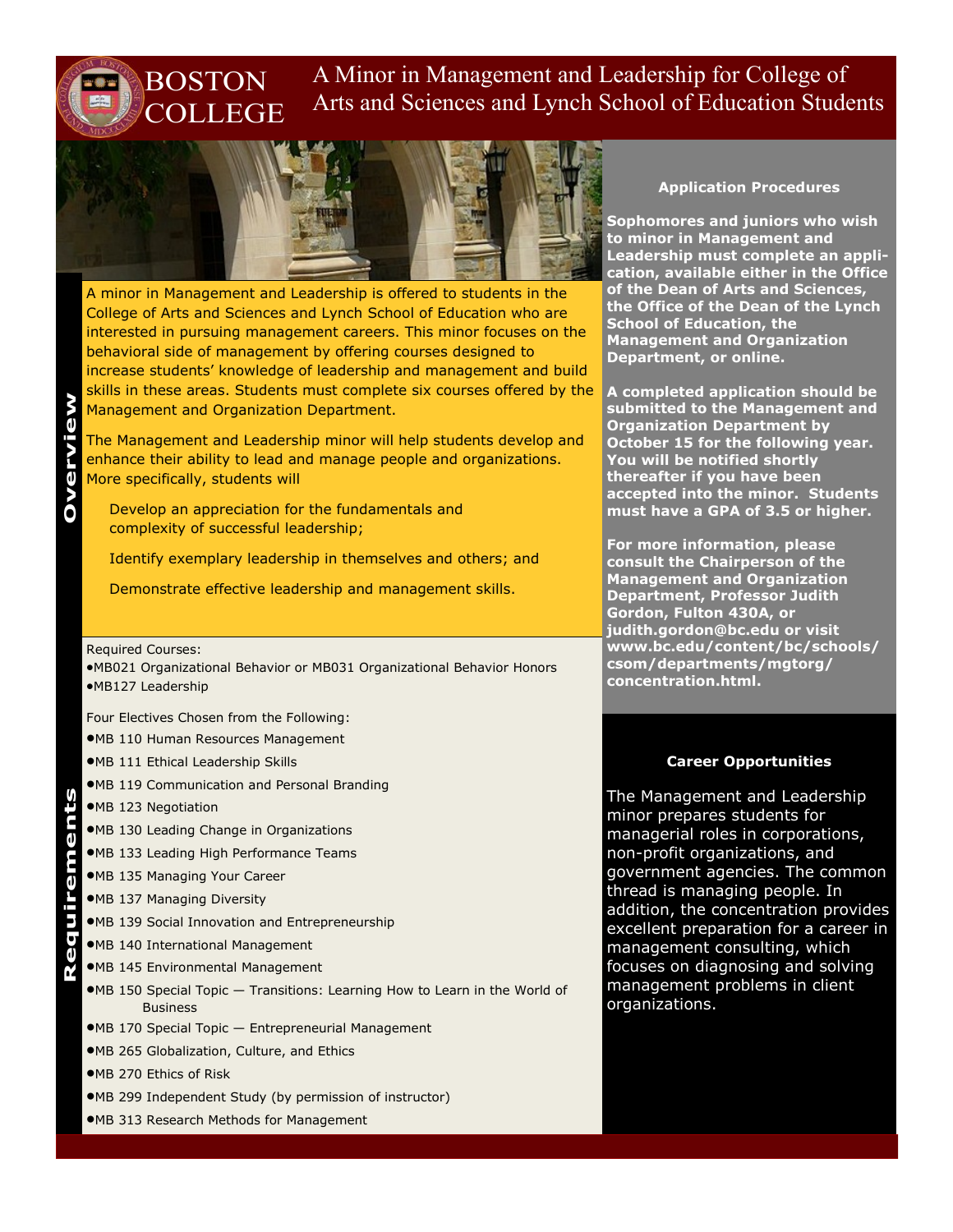# BOSTON COLLEGE

## A Minor in Management and Leadership for College of Arts and Sciences and Lynch School of Education Students

## Overview

A minor in Management and Leadership is offered to students in the College of Arts and Sciences and Lynch School of Education who are interested in pursuing management careers. This minor focuses on the behavioral side of management by offering courses designed to increase students' knowledge of leadership and management and build skills in these areas. Students must complete six courses offered by the Management and Organization Department.

The Management and Leadership minor will help students develop and enhance their ability to lead and manage people and organizations. More specifically, students will

- Develop an appreciation for the fundamentals and complexity of successful leadership;
- Identify exemplary leadership in themselves and others; and
- Demonstrate effective leadership and management skills.

## Requirements

Required Courses:

- MB021 Organizational Behavior or MB031 Organizational Behavior Honors
- MB127 Leadership

Four Electives Chosen from the Following:

- MB 110 Human Resources Management
- MB 111 Ethical Leadership Skills
- MB 119 Communication and Personal Branding
- MB 123 Negotiation
- MB 130 Leading Change in Organizations
- MB 133 Leading High Performance Teams
- MB 135 Managing Your Career
- MB 137 Managing Diversity
- MB 139 Social Innovation and Entrepreneurship
- MB 140 International Management
- MB 145 Environmental Management
- MB 150 Special Topic — Transitions: Learning How to Learn in the World of Business
- MB 170 Special Topic — Entrepreneurial Management
- MB 265 Globalization, Culture, and Ethics
- MB 270 Ethics of Risk
- MB 299 Independent Study (by permission of instructor)
- MB 313 Research Methods for Management

### Application Procedures

**Sophomores and juniors who wish to minor in Management and Leadership must complete an application, available either in the Office of the Dean of Arts and Sciences, the Office of the Dean of the Lynch School of Education, the Management and Organization Department, or online.**

**A completed application should be submitted to the Management and Organization Department by October 15 for the following year. You will be notified shortly thereafter if you have been accepted into the minor. Students must have a GPA of 3.5 or higher.**

**For more information, please consult the Chairperson of the Management and Organization Department, Professor Judith Gordon, Fulton 430A, or judith.gordon@bc.edu or visit www.bc.edu/content/bc/schools/csom/departments/mgtorg/concentration.html.**

### Career Opportunities

The Management and Leadership minor prepares students for managerial roles in corporations, non-profit organizations, and government agencies. The common thread is managing people. In addition, the concentration provides excellent preparation for a career in management consulting, which focuses on diagnosing and solving management problems in client organizations.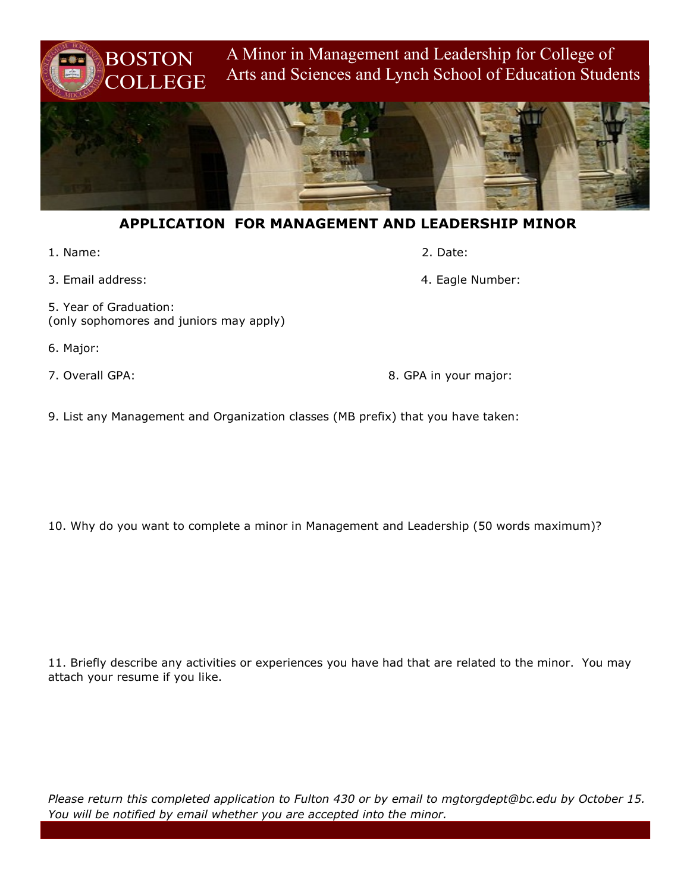BOSTON COLLEGE

A Minor in Management and Leadership for College of Arts and Sciences and Lynch School of Education Students

## APPLICATION FOR MANAGEMENT AND LEADERSHIP MINOR

1. Name:

2. Date:

3. Email address:

4. Eagle Number:

5. Year of Graduation:
(only sophomores and juniors may apply)

6. Major:

7. Overall GPA:

8. GPA in your major:

9. List any Management and Organization classes (MB prefix) that you have taken:

10. Why do you want to complete a minor in Management and Leadership (50 words maximum)?

11. Briefly describe any activities or experiences you have had that are related to the minor. You may attach your resume if you like.

*Please return this completed application to Fulton 430 or by email to mgtorgdept@bc.edu by October 15. You will be notified by email whether you are accepted into the minor.*